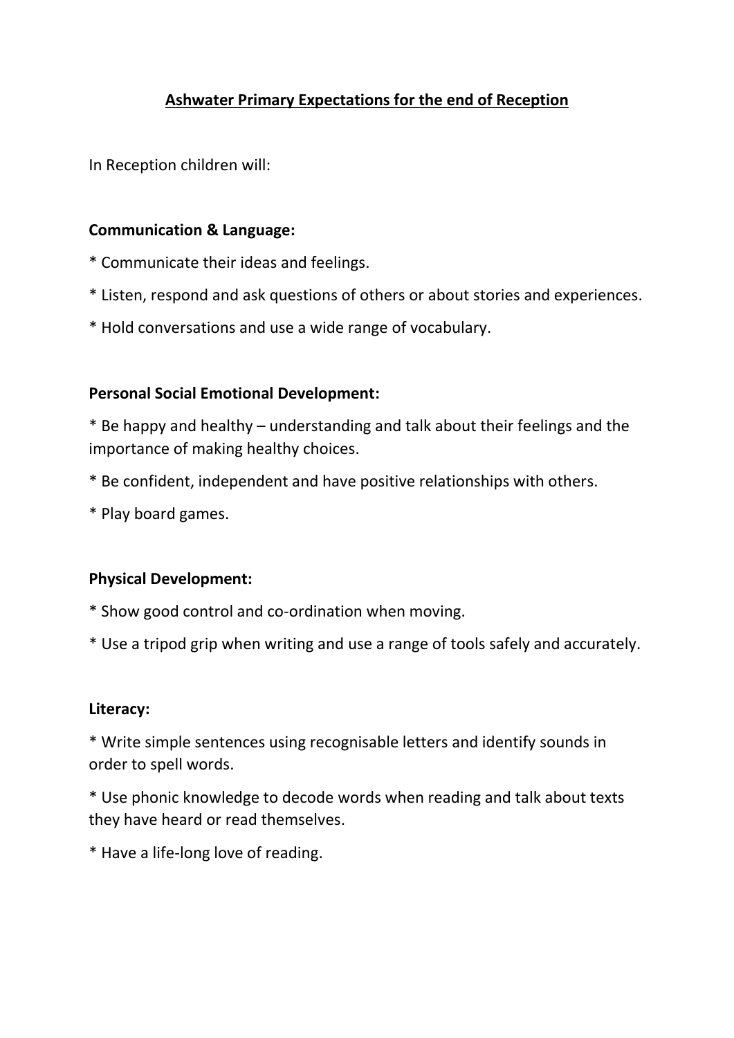# Ashwater Primary Expectations for the end of Reception

In Reception children will:

**Communication & Language:**

* Communicate their ideas and feelings.

* Listen, respond and ask questions of others or about stories and experiences.

* Hold conversations and use a wide range of vocabulary.

**Personal Social Emotional Development:**

* Be happy and healthy – understanding and talk about their feelings and the importance of making healthy choices.

* Be confident, independent and have positive relationships with others.

* Play board games.

**Physical Development:**

* Show good control and co-ordination when moving.

* Use a tripod grip when writing and use a range of tools safely and accurately.

**Literacy:**

* Write simple sentences using recognisable letters and identify sounds in order to spell words.

* Use phonic knowledge to decode words when reading and talk about texts they have heard or read themselves.

* Have a life-long love of reading.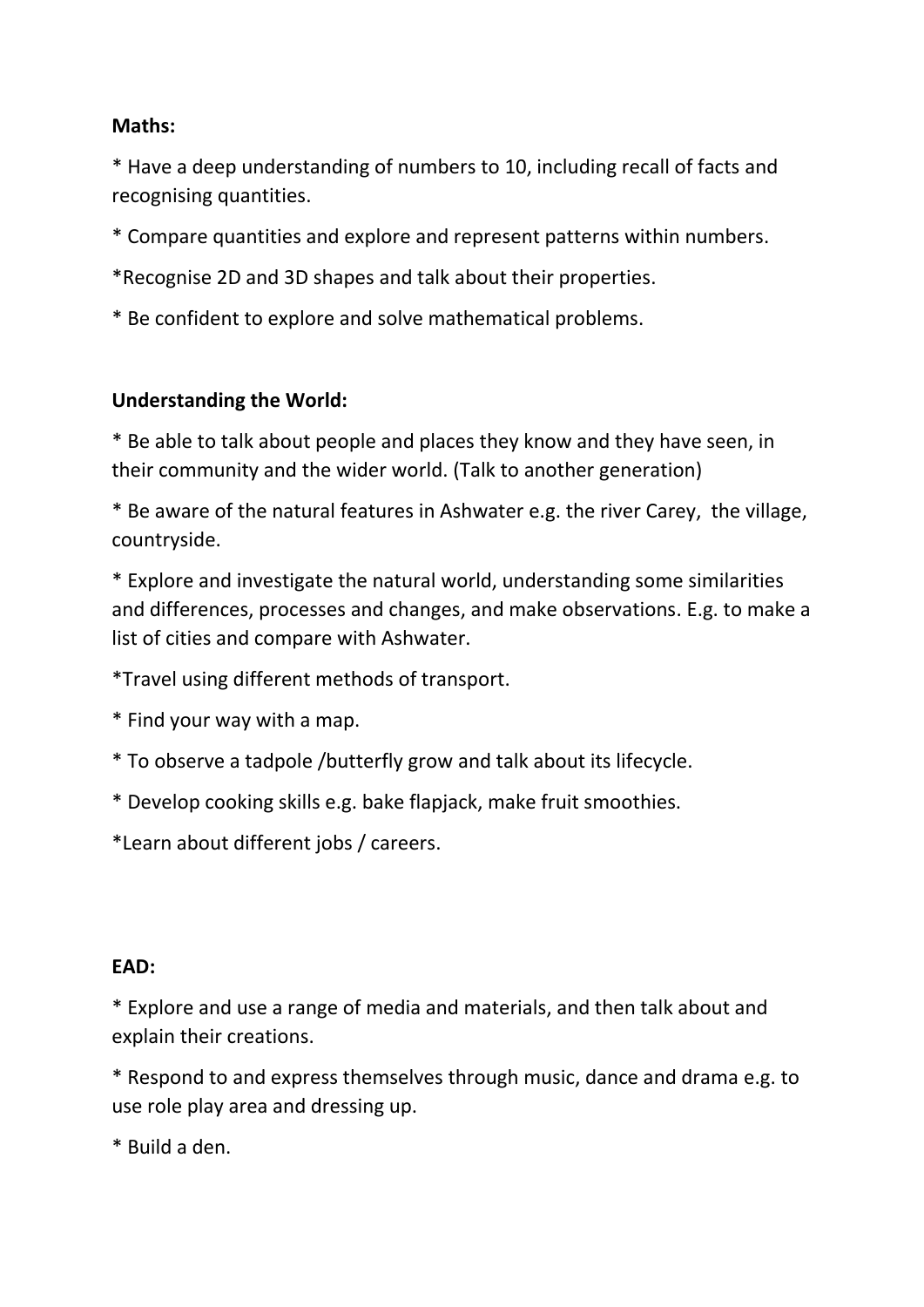**Maths:**

* Have a deep understanding of numbers to 10, including recall of facts and recognising quantities.

* Compare quantities and explore and represent patterns within numbers.

*Recognise 2D and 3D shapes and talk about their properties.

* Be confident to explore and solve mathematical problems.

**Understanding the World:**

* Be able to talk about people and places they know and they have seen, in their community and the wider world. (Talk to another generation)

* Be aware of the natural features in Ashwater e.g. the river Carey,  the village, countryside.

* Explore and investigate the natural world, understanding some similarities and differences, processes and changes, and make observations. E.g. to make a list of cities and compare with Ashwater.

*Travel using different methods of transport.

* Find your way with a map.

* To observe a tadpole /butterfly grow and talk about its lifecycle.

* Develop cooking skills e.g. bake flapjack, make fruit smoothies.

*Learn about different jobs / careers.

**EAD:**

* Explore and use a range of media and materials, and then talk about and explain their creations.

* Respond to and express themselves through music, dance and drama e.g. to use role play area and dressing up.

* Build a den.